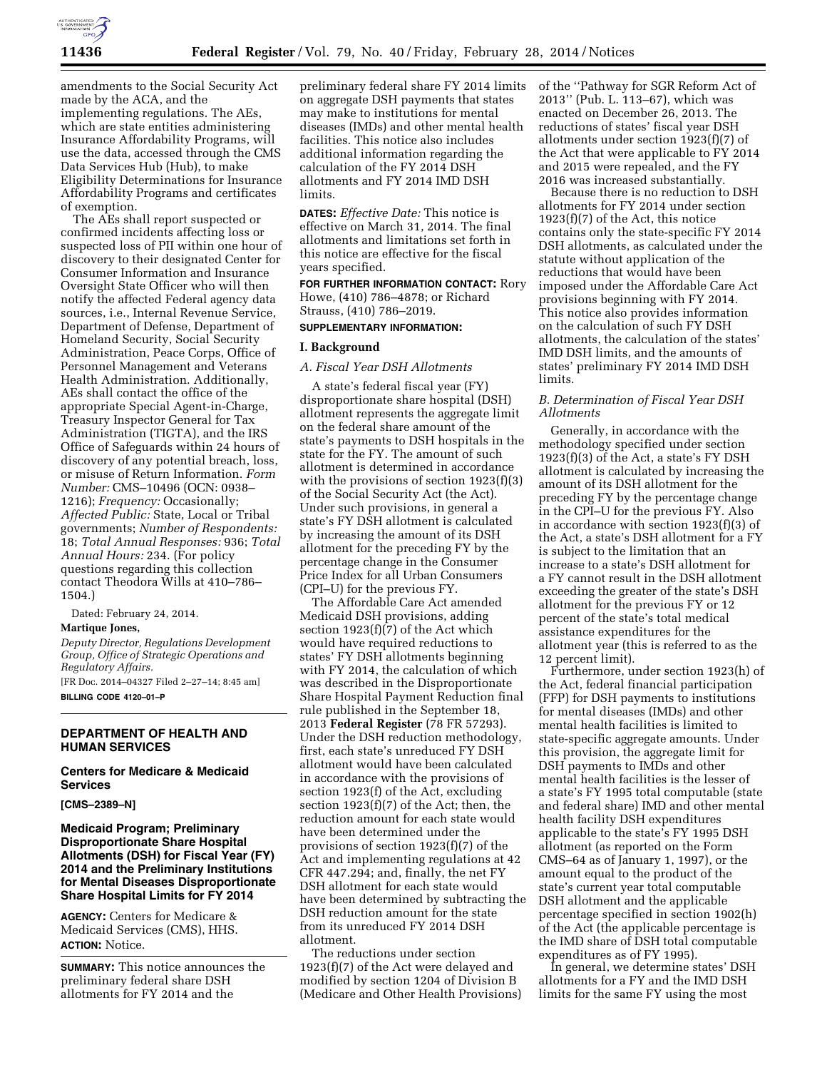amendments to the Social Security Act made by the ACA, and the implementing regulations. The AEs, which are state entities administering Insurance Affordability Programs, will use the data, accessed through the CMS Data Services Hub (Hub), to make Eligibility Determinations for Insurance Affordability Programs and certificates of exemption.

The AEs shall report suspected or confirmed incidents affecting loss or suspected loss of PII within one hour of discovery to their designated Center for Consumer Information and Insurance Oversight State Officer who will then notify the affected Federal agency data sources, i.e., Internal Revenue Service, Department of Defense, Department of Homeland Security, Social Security Administration, Peace Corps, Office of Personnel Management and Veterans Health Administration. Additionally, AEs shall contact the office of the appropriate Special Agent-in-Charge, Treasury Inspector General for Tax Administration (TIGTA), and the IRS Office of Safeguards within 24 hours of discovery of any potential breach, loss, or misuse of Return Information. *Form Number:* CMS–10496 (OCN: 0938–1216); *Frequency:* Occasionally; *Affected Public:* State, Local or Tribal governments; *Number of Respondents:* 18; *Total Annual Responses:* 936; *Total Annual Hours:* 234. (For policy questions regarding this collection contact Theodora Wills at 410–786–1504.)

Dated: February 24, 2014.

**Martique Jones,**

*Deputy Director, Regulations Development Group, Office of Strategic Operations and Regulatory Affairs.*

[FR Doc. 2014–04327 Filed 2–27–14; 8:45 am]

**BILLING CODE 4120–01–P**

---

## DEPARTMENT OF HEALTH AND HUMAN SERVICES

### Centers for Medicare & Medicaid Services

**[CMS–2389–N]**

### Medicaid Program; Preliminary Disproportionate Share Hospital Allotments (DSH) for Fiscal Year (FY) 2014 and the Preliminary Institutions for Mental Diseases Disproportionate Share Hospital Limits for FY 2014

**AGENCY:** Centers for Medicare & Medicaid Services (CMS), HHS.

**ACTION:** Notice.

**SUMMARY:** This notice announces the preliminary federal share DSH allotments for FY 2014 and the preliminary federal share FY 2014 limits on aggregate DSH payments that states may make to institutions for mental diseases (IMDs) and other mental health facilities. This notice also includes additional information regarding the calculation of the FY 2014 DSH allotments and FY 2014 IMD DSH limits.

**DATES:** *Effective Date:* This notice is effective on March 31, 2014. The final allotments and limitations set forth in this notice are effective for the fiscal years specified.

**FOR FURTHER INFORMATION CONTACT:** Rory Howe, (410) 786–4878; or Richard Strauss, (410) 786–2019.

**SUPPLEMENTARY INFORMATION:**

## I. Background

### *A. Fiscal Year DSH Allotments*

A state's federal fiscal year (FY) disproportionate share hospital (DSH) allotment represents the aggregate limit on the federal share amount of the state's payments to DSH hospitals in the state for the FY. The amount of such allotment is determined in accordance with the provisions of section 1923(f)(3) of the Social Security Act (the Act). Under such provisions, in general a state's FY DSH allotment is calculated by increasing the amount of its DSH allotment for the preceding FY by the percentage change in the Consumer Price Index for all Urban Consumers (CPI–U) for the previous FY.

The Affordable Care Act amended Medicaid DSH provisions, adding section 1923(f)(7) of the Act which would have required reductions to states' FY DSH allotments beginning with FY 2014, the calculation of which was described in the Disproportionate Share Hospital Payment Reduction final rule published in the September 18, 2013 **Federal Register** (78 FR 57293). Under the DSH reduction methodology, first, each state's unreduced FY DSH allotment would have been calculated in accordance with the provisions of section 1923(f) of the Act, excluding section 1923(f)(7) of the Act; then, the reduction amount for each state would have been determined under the provisions of section 1923(f)(7) of the Act and implementing regulations at 42 CFR 447.294; and, finally, the net FY DSH allotment for each state would have been determined by subtracting the DSH reduction amount for the state from its unreduced FY 2014 DSH allotment.

The reductions under section 1923(f)(7) of the Act were delayed and modified by section 1204 of Division B (Medicare and Other Health Provisions) of the "Pathway for SGR Reform Act of 2013" (Pub. L. 113–67), which was enacted on December 26, 2013. The reductions of states' fiscal year DSH allotments under section 1923(f)(7) of the Act that were applicable to FY 2014 and 2015 were repealed, and the FY 2016 was increased substantially.

Because there is no reduction to DSH allotments for FY 2014 under section 1923(f)(7) of the Act, this notice contains only the state-specific FY 2014 DSH allotments, as calculated under the statute without application of the reductions that would have been imposed under the Affordable Care Act provisions beginning with FY 2014. This notice also provides information on the calculation of such FY DSH allotments, the calculation of the states' IMD DSH limits, and the amounts of states' preliminary FY 2014 IMD DSH limits.

### *B. Determination of Fiscal Year DSH Allotments*

Generally, in accordance with the methodology specified under section 1923(f)(3) of the Act, a state's FY DSH allotment is calculated by increasing the amount of its DSH allotment for the preceding FY by the percentage change in the CPI–U for the previous FY. Also in accordance with section 1923(f)(3) of the Act, a state's DSH allotment for a FY is subject to the limitation that an increase to a state's DSH allotment for a FY cannot result in the DSH allotment exceeding the greater of the state's DSH allotment for the previous FY or 12 percent of the state's total medical assistance expenditures for the allotment year (this is referred to as the 12 percent limit).

Furthermore, under section 1923(h) of the Act, federal financial participation (FFP) for DSH payments to institutions for mental diseases (IMDs) and other mental health facilities is limited to state-specific aggregate amounts. Under this provision, the aggregate limit for DSH payments to IMDs and other mental health facilities is the lesser of a state's FY 1995 total computable (state and federal share) IMD and other mental health facility DSH expenditures applicable to the state's FY 1995 DSH allotment (as reported on the Form CMS–64 as of January 1, 1997), or the amount equal to the product of the state's current year total computable DSH allotment and the applicable percentage specified in section 1902(h) of the Act (the applicable percentage is the IMD share of DSH total computable expenditures as of FY 1995).

In general, we determine states' DSH allotments for a FY and the IMD DSH limits for the same FY using the most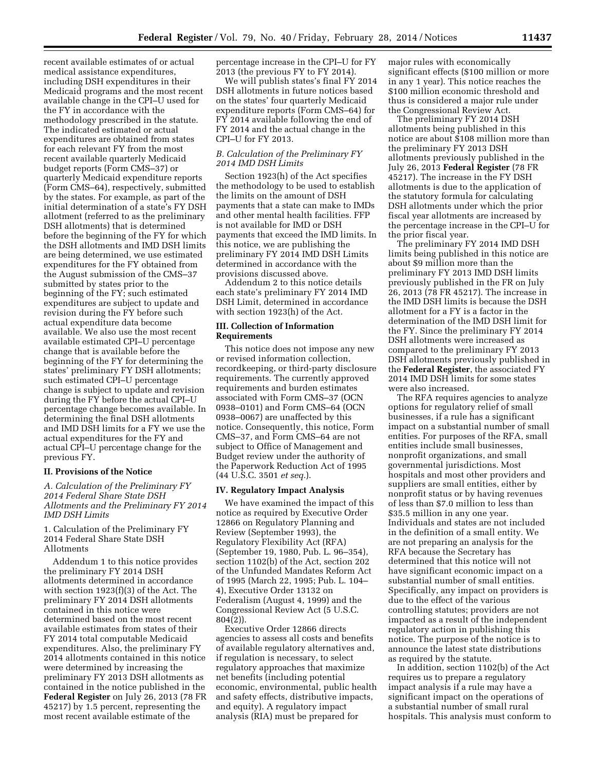recent available estimates of or actual medical assistance expenditures, including DSH expenditures in their Medicaid programs and the most recent available change in the CPI–U used for the FY in accordance with the methodology prescribed in the statute. The indicated estimated or actual expenditures are obtained from states for each relevant FY from the most recent available quarterly Medicaid budget reports (Form CMS–37) or quarterly Medicaid expenditure reports (Form CMS–64), respectively, submitted by the states. For example, as part of the initial determination of a state's FY DSH allotment (referred to as the preliminary DSH allotments) that is determined before the beginning of the FY for which the DSH allotments and IMD DSH limits are being determined, we use estimated expenditures for the FY obtained from the August submission of the CMS–37 submitted by states prior to the beginning of the FY; such estimated expenditures are subject to update and revision during the FY before such actual expenditure data become available. We also use the most recent available estimated CPI–U percentage change that is available before the beginning of the FY for determining the states' preliminary FY DSH allotments; such estimated CPI–U percentage change is subject to update and revision during the FY before the actual CPI–U percentage change becomes available. In determining the final DSH allotments and IMD DSH limits for a FY we use the actual expenditures for the FY and actual CPI–U percentage change for the previous FY.

## II. Provisions of the Notice

### *A. Calculation of the Preliminary FY 2014 Federal Share State DSH Allotments and the Preliminary FY 2014 IMD DSH Limits*

1. Calculation of the Preliminary FY 2014 Federal Share State DSH Allotments

Addendum 1 to this notice provides the preliminary FY 2014 DSH allotments determined in accordance with section 1923(f)(3) of the Act. The preliminary FY 2014 DSH allotments contained in this notice were determined based on the most recent available estimates from states of their FY 2014 total computable Medicaid expenditures. Also, the preliminary FY 2014 allotments contained in this notice were determined by increasing the preliminary FY 2013 DSH allotments as contained in the notice published in the **Federal Register** on July 26, 2013 (78 FR 45217) by 1.5 percent, representing the most recent available estimate of the percentage increase in the CPI–U for FY 2013 (the previous FY to FY 2014).

We will publish states's final FY 2014 DSH allotments in future notices based on the states' four quarterly Medicaid expenditure reports (Form CMS–64) for FY 2014 available following the end of FY 2014 and the actual change in the CPI–U for FY 2013.

### *B. Calculation of the Preliminary FY 2014 IMD DSH Limits*

Section 1923(h) of the Act specifies the methodology to be used to establish the limits on the amount of DSH payments that a state can make to IMDs and other mental health facilities. FFP is not available for IMD or DSH payments that exceed the IMD limits. In this notice, we are publishing the preliminary FY 2014 IMD DSH Limits determined in accordance with the provisions discussed above.

Addendum 2 to this notice details each state's preliminary FY 2014 IMD DSH Limit, determined in accordance with section 1923(h) of the Act.

## III. Collection of Information Requirements

This notice does not impose any new or revised information collection, recordkeeping, or third-party disclosure requirements. The currently approved requirements and burden estimates associated with Form CMS–37 (OCN 0938–0101) and Form CMS–64 (OCN 0938–0067) are unaffected by this notice. Consequently, this notice, Form CMS–37, and Form CMS–64 are not subject to Office of Management and Budget review under the authority of the Paperwork Reduction Act of 1995 (44 U.S.C. 3501 *et seq.*).

## IV. Regulatory Impact Analysis

We have examined the impact of this notice as required by Executive Order 12866 on Regulatory Planning and Review (September 1993), the Regulatory Flexibility Act (RFA) (September 19, 1980, Pub. L. 96–354), section 1102(b) of the Act, section 202 of the Unfunded Mandates Reform Act of 1995 (March 22, 1995; Pub. L. 104–4), Executive Order 13132 on Federalism (August 4, 1999) and the Congressional Review Act (5 U.S.C. 804(2)).

Executive Order 12866 directs agencies to assess all costs and benefits of available regulatory alternatives and, if regulation is necessary, to select regulatory approaches that maximize net benefits (including potential economic, environmental, public health and safety effects, distributive impacts, and equity). A regulatory impact analysis (RIA) must be prepared for major rules with economically significant effects ($100 million or more in any 1 year). This notice reaches the $100 million economic threshold and thus is considered a major rule under the Congressional Review Act.

The preliminary FY 2014 DSH allotments being published in this notice are about $108 million more than the preliminary FY 2013 DSH allotments previously published in the July 26, 2013 **Federal Register** (78 FR 45217). The increase in the FY DSH allotments is due to the application of the statutory formula for calculating DSH allotments under which the prior fiscal year allotments are increased by the percentage increase in the CPI–U for the prior fiscal year.

The preliminary FY 2014 IMD DSH limits being published in this notice are about $9 million more than the preliminary FY 2013 IMD DSH limits previously published in the FR on July 26, 2013 (78 FR 45217). The increase in the IMD DSH limits is because the DSH allotment for a FY is a factor in the determination of the IMD DSH limit for the FY. Since the preliminary FY 2014 DSH allotments were increased as compared to the preliminary FY 2013 DSH allotments previously published in the **Federal Register**, the associated FY 2014 IMD DSH limits for some states were also increased.

The RFA requires agencies to analyze options for regulatory relief of small businesses, if a rule has a significant impact on a substantial number of small entities. For purposes of the RFA, small entities include small businesses, nonprofit organizations, and small governmental jurisdictions. Most hospitals and most other providers and suppliers are small entities, either by nonprofit status or by having revenues of less than $7.0 million to less than $35.5 million in any one year. Individuals and states are not included in the definition of a small entity. We are not preparing an analysis for the RFA because the Secretary has determined that this notice will not have significant economic impact on a substantial number of small entities. Specifically, any impact on providers is due to the effect of the various controlling statutes; providers are not impacted as a result of the independent regulatory action in publishing this notice. The purpose of the notice is to announce the latest state distributions as required by the statute.

In addition, section 1102(b) of the Act requires us to prepare a regulatory impact analysis if a rule may have a significant impact on the operations of a substantial number of small rural hospitals. This analysis must conform to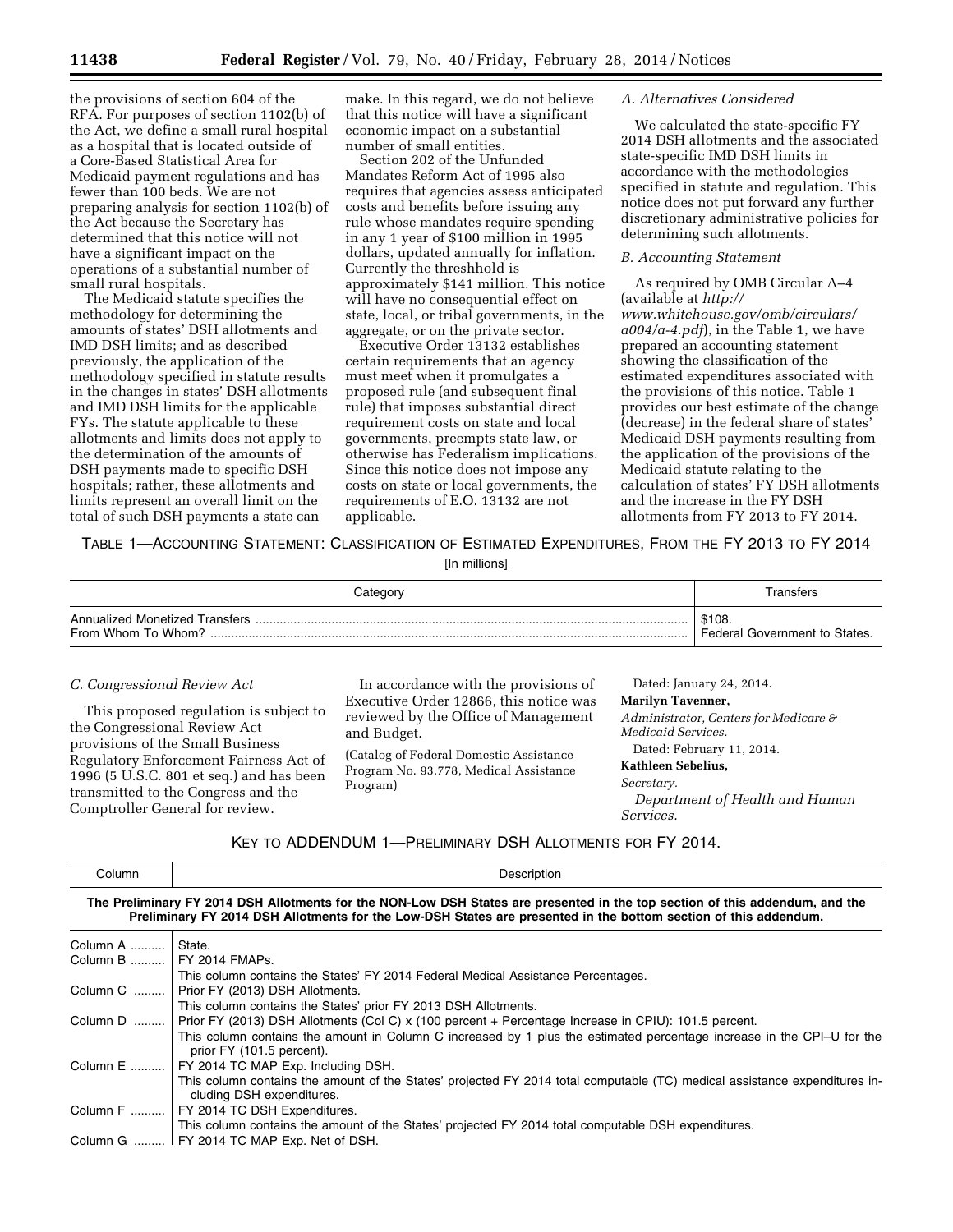the provisions of section 604 of the RFA. For purposes of section 1102(b) of the Act, we define a small rural hospital as a hospital that is located outside of a Core-Based Statistical Area for Medicaid payment regulations and has fewer than 100 beds. We are not preparing analysis for section 1102(b) of the Act because the Secretary has determined that this notice will not have a significant impact on the operations of a substantial number of small rural hospitals.

The Medicaid statute specifies the methodology for determining the amounts of states' DSH allotments and IMD DSH limits; and as described previously, the application of the methodology specified in statute results in the changes in states' DSH allotments and IMD DSH limits for the applicable FYs. The statute applicable to these allotments and limits does not apply to the determination of the amounts of DSH payments made to specific DSH hospitals; rather, these allotments and limits represent an overall limit on the total of such DSH payments a state can make. In this regard, we do not believe that this notice will have a significant economic impact on a substantial number of small entities.

Section 202 of the Unfunded Mandates Reform Act of 1995 also requires that agencies assess anticipated costs and benefits before issuing any rule whose mandates require spending in any 1 year of $100 million in 1995 dollars, updated annually for inflation. Currently the threshhold is approximately $141 million. This notice will have no consequential effect on state, local, or tribal governments, in the aggregate, or on the private sector.

Executive Order 13132 establishes certain requirements that an agency must meet when it promulgates a proposed rule (and subsequent final rule) that imposes substantial direct requirement costs on state and local governments, preempts state law, or otherwise has Federalism implications. Since this notice does not impose any costs on state or local governments, the requirements of E.O. 13132 are not applicable.

*A. Alternatives Considered*

We calculated the state-specific FY 2014 DSH allotments and the associated state-specific IMD DSH limits in accordance with the methodologies specified in statute and regulation. This notice does not put forward any further discretionary administrative policies for determining such allotments.

*B. Accounting Statement*

As required by OMB Circular A–4 (available at *http://www.whitehouse.gov/omb/circulars/a004/a-4.pdf*), in the Table 1, we have prepared an accounting statement showing the classification of the estimated expenditures associated with the provisions of this notice. Table 1 provides our best estimate of the change (decrease) in the federal share of states' Medicaid DSH payments resulting from the application of the provisions of the Medicaid statute relating to the calculation of states' FY DSH allotments and the increase in the FY DSH allotments from FY 2013 to FY 2014.

TABLE 1—ACCOUNTING STATEMENT: CLASSIFICATION OF ESTIMATED EXPENDITURES, FROM THE FY 2013 TO FY 2014

[In millions]

| Category | Transfers |
|---|---|
| Annualized Monetized Transfers | $108. |
| From Whom To Whom? | Federal Government to States. |

*C. Congressional Review Act*

This proposed regulation is subject to the Congressional Review Act provisions of the Small Business Regulatory Enforcement Fairness Act of 1996 (5 U.S.C. 801 et seq.) and has been transmitted to the Congress and the Comptroller General for review.

In accordance with the provisions of Executive Order 12866, this notice was reviewed by the Office of Management and Budget.

(Catalog of Federal Domestic Assistance Program No. 93.778, Medical Assistance Program)

Dated: January 24, 2014.

**Marilyn Tavenner,**

*Administrator, Centers for Medicare & Medicaid Services.*

Dated: February 11, 2014.

**Kathleen Sebelius,**

*Secretary.*

*Department of Health and Human Services.*

KEY TO ADDENDUM 1—PRELIMINARY DSH ALLOTMENTS FOR FY 2014.

| Column | Description |
|---|---|
| **The Preliminary FY 2014 DSH Allotments for the NON-Low DSH States are presented in the top section of this addendum, and the Preliminary FY 2014 DSH Allotments for the Low-DSH States are presented in the bottom section of this addendum.** | |
| Column A | State. |
| Column B | FY 2014 FMAPs. This column contains the States' FY 2014 Federal Medical Assistance Percentages. |
| Column C | Prior FY (2013) DSH Allotments. This column contains the States' prior FY 2013 DSH Allotments. |
| Column D | Prior FY (2013) DSH Allotments (Col C) x (100 percent + Percentage Increase in CPIU): 101.5 percent. This column contains the amount in Column C increased by 1 plus the estimated percentage increase in the CPI–U for the prior FY (101.5 percent). |
| Column E | FY 2014 TC MAP Exp. Including DSH. This column contains the amount of the States' projected FY 2014 total computable (TC) medical assistance expenditures including DSH expenditures. |
| Column F | FY 2014 TC DSH Expenditures. This column contains the amount of the States' projected FY 2014 total computable DSH expenditures. |
| Column G | FY 2014 TC MAP Exp. Net of DSH. |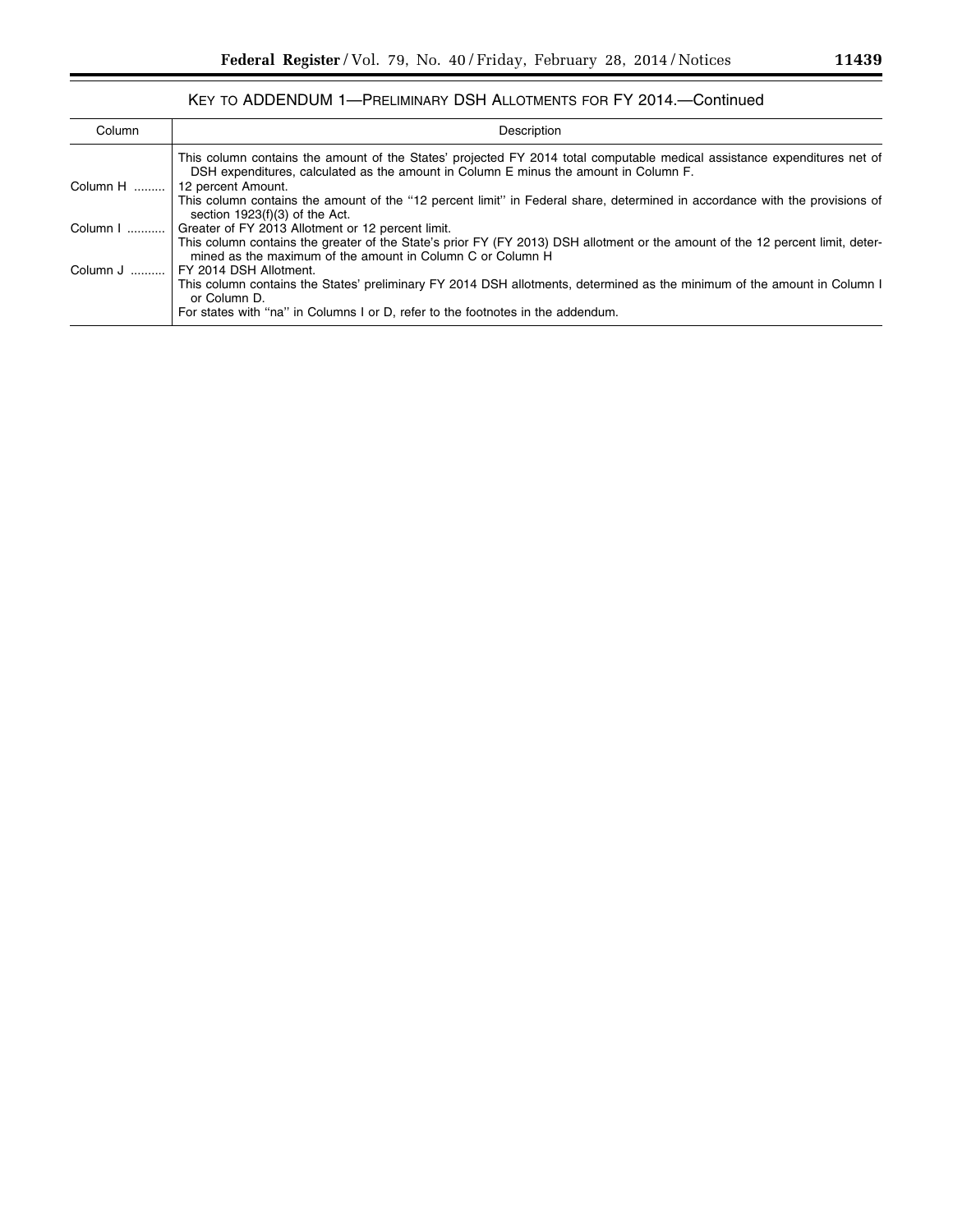### KEY TO ADDENDUM 1—PRELIMINARY DSH ALLOTMENTS FOR FY 2014.—Continued

| Column | Description |
| --- | --- |
| | This column contains the amount of the States' projected FY 2014 total computable medical assistance expenditures net of DSH expenditures, calculated as the amount in Column E minus the amount in Column F. |
| Column H | 12 percent Amount. This column contains the amount of the "12 percent limit" in Federal share, determined in accordance with the provisions of section 1923(f)(3) of the Act. |
| Column I | Greater of FY 2013 Allotment or 12 percent limit. This column contains the greater of the State's prior FY (FY 2013) DSH allotment or the amount of the 12 percent limit, determined as the maximum of the amount in Column C or Column H |
| Column J | FY 2014 DSH Allotment. This column contains the States' preliminary FY 2014 DSH allotments, determined as the minimum of the amount in Column I or Column D. For states with "na" in Columns I or D, refer to the footnotes in the addendum. |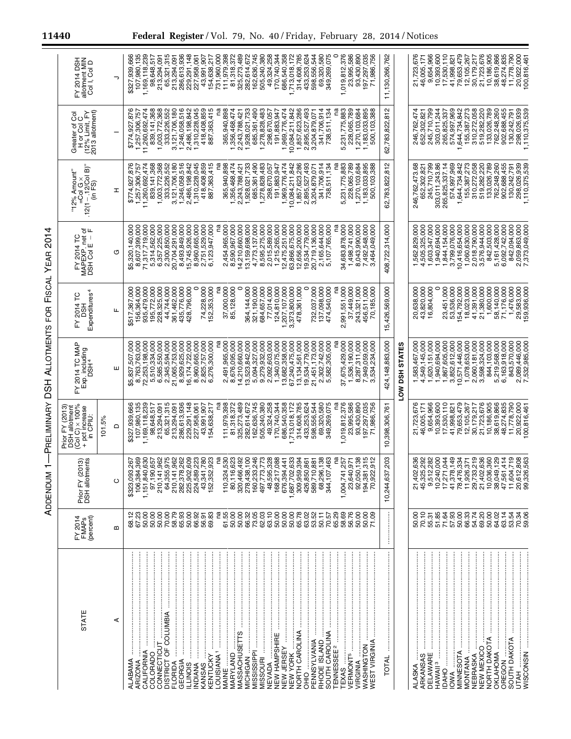# ADDENDUM 1—PRELIMINARY DSH ALLOTMENTS FOR FISCAL YEAR 2014

| STATE | FY 2014 FMAPs (percent) | Prior FY (2013) DSH allotments | Prior FY (2013) DSH allotment (Col C) × 100% + pct increase in CPIU: 101.5% | FY 2014 TC MAP Exp. including DSH[4] | FY 2014 TC DSH Expenditures[4] | FY 2014 TC MAPEXP. net of DSH Col E − F | "12% Amount" =Col G × .12(1 − .12/Col B)" (in FS) | Greater of Col H or Col C (12% Limit, FY 2013 allotment) | FY 2014 DSH allotment MIN Col I, Col D |
|---|---|---|---|---|---|---|---|---|---|
| A | B | C | D | E | F | G | H | I | J |
| ALABAMA | 68.12 | $323,093,267 | $327,939,666 | $5,837,507,000 | $517,367,000 | $5,320,140,000 | $774,927,876 | $774,927,876 | $327,939,666 |
| ARIZONA | 67.23 | 106,384,369 | 107,980,135 | 8,763,763,000 | 156,364,000 | 8,607,399,000 | 1,257,306,757 | 1,257,306,757 | 107,980,135 |
| CALIFORNIA | 50.00 | 1,151,840,630 | 1,169,118,239 | 72,253,198,000 | 935,479,000 | 71,317,719,000 | 11,260,692,474 | 11,260,692,474 | 1,169,118,239 |
| COLORADO | 50.00 | 97,190,657 | 98,648,517 | 5,510,334,000 | 195,772,000 | 5,314,562,000 | 839,141,368 | 839,141,368 | 98,648,517 |
| CONNECTICUT | 50.00 | 210,141,962 | 213,294,091 | 6,585,550,000 | 228,325,000 | 6,357,225,000 | 1,003,772,368 | 1,003,772,368 | 213,294,091 |
| DISTRICT OF COLUMBIA | 70.00 | 64,355,975 | 65,321,315 | 2,345,594,000 | 44,744,000 | 2,300,850,000 | 333,226,552 | 333,226,552 | 65,321,315 |
| FLORIDA | 58.79 | 210,141,962 | 213,294,091 | 21,065,753,000 | 361,462,000 | 20,704,291,000 | 3,121,706,180 | 3,121,706,180 | 213,294,091 |
| GEORGIA | 65.93 | 282,378,262 | 286,613,936 | 8,929,625,000 | 435,776,000 | 8,493,849,000 | 1,246,058,516 | 1,246,058,516 | 286,613,936 |
| ILLINOIS | 50.00 | 225,902,609 | 229,291,148 | 16,174,722,000 | 428,796,000 | 15,745,926,000 | 2,486,198,842 | 2,486,198,842 | 229,291,148 |
| INDIANA | 66.92 | 224,589,223 | 227,958,061 | 8,960,665,000 | 0 | 8,960,665,000 | 1,310,228,045 | 1,310,228,045 | 227,958,061 |
| KANSAS | 56.91 | 43,341,780 | 43,991,907 | 2,825,757,000 | 74,228,000 | 2,751,529,000 | 418,408,859 | 418,408,859 | 43,991,907 |
| KENTUCKY | 69.83 | 152,352,923 | 154,638,217 | 6,276,300,000 | 152,353,000 | 6,123,947,000 | 887,363,415 | 887,363,415 | 154,638,217 |
| LOUISIANA[1] | na | na | na | na | na | na | na | na | 731,960,000 |
| MAINE | 61.55 | 110,324,530 | 111,979,398 | 2,491,965,000 | 37,000,000 | 2,454,965,000 | 365,940,898 | 365,940,898 | 111,979,398 |
| MARYLAND | 50.00 | 80,116,623 | 81,318,372 | 8,676,095,000 | 85,128,000 | 8,590,967,000 | 1,356,468,474 | 1,356,468,474 | 81,318,372 |
| MASSACHUSETTS | 50.00 | 320,466,492 | 325,273,489 | 14,210,660,000 | 0 | 14,210,660,000 | 2,243,788,421 | 2,243,788,421 | 325,273,489 |
| MICHIGAN | 66.32 | 278,438,100 | 282,614,672 | 13,523,842,000 | 364,144,000 | 13,159,698,000 | 1,928,021,733 | 1,928,021,733 | 282,614,672 |
| MISSISSIPPI | 73.05 | 160,233,246 | 162,636,745 | 5,094,327,000 | 321,190,000 | 4,773,137,000 | 685,361,490 | 685,361,490 | 162,636,745 |
| MISSOURI | 62.03 | 497,773,773 | 505,240,380 | 9,279,932,000 | 684,657,000 | 8,595,275,000 | 1,278,828,483 | 1,278,828,483 | 505,240,380 |
| NEVADA | 63.10 | 48,595,328 | 49,324,258 | 2,092,603,000 | 77,014,000 | 2,015,589,000 | 298,670,057 | 298,670,057 | 49,324,258 |
| NEW HAMPSHIRE | 50.00 | 168,217,088 | 170,740,344 | 1,340,075,000 | 124,810,000 | 1,215,265,000 | 191,883,947 | 191,883,947 | 170,740,344 |
| NEW JERSEY | 50.00 | 676,394,441 | 686,540,358 | 13,682,358,000 | 1,207,107,000 | 12,475,251,000 | 1,969,776,474 | 1,969,776,474 | 686,540,358 |
| NEW YORK | 50.00 | 1,687,702,633 | 1,713,018,172 | 67,240,475,000 | 3,373,800,000 | 63,866,675,000 | 10,084,211,842 | 10,084,211,842 | 1,713,018,172 |
| NORTH CAROLINA | 65.78 | 309,959,394 | 314,608,785 | 13,134,561,000 | 478,361,000 | 12,656,200,000 | 1,857,623,286 | 1,857,623,286 | 314,608,785 |
| OHIO | 63.02 | 426,850,861 | 433,253,624 | 19,534,779,000 | 0 | 19,534,779,000 | 2,895,527,493 | 2,895,527,493 | 433,253,624 |
| PENNSYLVANIA | 53.52 | 589,710,881 | 598,556,544 | 21,451,173,000 | 732,037,000 | 20,719,136,000 | 3,204,879,071 | 3,204,879,071 | 598,556,544 |
| RHODE ISLAND | 50.11 | 68,296,138 | 69,320,580 | 2,302,742,000 | 137,098,000 | 2,165,644,000 | 341,706,914 | 341,706,914 | 69,320,580 |
| SOUTH CAROLINA | 70.57 | 344,107,463 | 349,269,075 | 5,582,305,000 | 474,540,000 | 5,107,765,000 | 738,511,134 | 738,511,134 | 349,269,075 |
| TENNESSEE[2] | 65.29 | na | na | na | na | na | na | na | 0 |
| TEXAS | 58.69 | 1,004,741,257 | 1,019,812,376 | 37,675,429,000 | 2,991,551,000 | 34,683,878,000 | 5,231,775,883 | 5,231,775,883 | 1,019,812,376 |
| VERMONT[5] | 56.76 | 23,640,971 | 23,995,586 | 1,536,190,000 | 37,449,000 | 1,498,741,000 | 228,065,789 | 228,065,789 | 23,995,586 |
| VIRGINIA | 50.00 | 92,050,138 | 93,430,890 | 8,287,311,000 | 243,321,000 | 8,043,990,000 | 1,270,103,684 | 1,270,103,684 | 93,430,890 |
| WASHINGTON | 50.00 | 194,381,315 | 197,297,035 | 7,949,059,000 | 456,511,000 | 7,492,548,000 | 1,183,033,895 | 1,183,033,895 | 197,297,035 |
| WEST VIRGINIA | 71.09 | 70,922,912 | 71,986,756 | 3,534,234,000 | 70,185,000 | 3,464,049,000 | 500,103,388 | 500,103,388 | 71,986,756 |
| TOTAL | | 10,244,637,203 | 10,398,306,761 | 424,148,883,000 | 15,426,569,000 | 408,722,314,000 | 62,783,822,812 | 62,783,822,812 | 11,130,266,762 |
| **LOW DSH STATES** | | | | | | | | | |
| ALASKA | 50.00 | 21,402,636 | 21,723,676 | 1,583,467,000 | 20,638,000 | 1,562,829,000 | 246,762,473.68 | 246,762,474 | 21,723,676 |
| ARKANSAS | 70.10 | 45,325,292 | 46,005,171 | 4,549,145,000 | 43,820,000 | 4,505,325,000 | 652,302,821 | 652,302,821 | 46,005,171 |
| DELAWARE | 55.31 | 9,512,282 | 9,654,966 | 1,620,151,000 | 16,804,000 | 1,603,347,000 | 245,710,799 | 245,710,799 | 9,654,966 |
| HAWAII[3] | 51.85 | 10,240,000 | 10,393,600 | 1,940,694,000 | 0 | 1,940,694,000 | 303,011,243.86 | 303,011,244 | 10,393,600 |
| IDAHO | 71.64 | 17,271,044 | 17,530,110 | 1,867,605,000 | 23,451,000 | 1,844,154,000 | 265,825,337.14 | 265,825,337 | 17,530,110 |
| IOWA | 57.93 | 41,378,149 | 41,998,821 | 3,852,612,000 | 53,536,000 | 3,799,076,000 | 574,997,969 | 574,997,969 | 41,998,821 |
| MINNESOTA | 50.00 | 78,476,334 | 79,653,479 | 10,571,446,000 | 154,792,000 | 10,416,654,000 | 1,644,734,842 | 1,644,734,842 | 79,653,479 |
| MONTANA | 66.33 | 11,926,371 | 12,105,267 | 1,078,653,000 | 18,023,000 | 1,060,630,000 | 155,387,273 | 155,387,273 | 12,105,267 |
| NEBRASKA | 54.74 | 29,733,219 | 30,179,217 | 2,060,181,000 | 41,391,000 | 2,018,790,000 | 310,272,058 | 310,272,058 | 30,179,217 |
| NEW MEXICO | 69.20 | 21,402,636 | 21,723,676 | 3,598,324,000 | 21,380,000 | 3,576,944,000 | 519,282,220 | 519,282,220 | 21,723,676 |
| NORTH DAKOTA | 50.00 | 10,036,360 | 10,186,905 | 844,103,000 | 1,600,000 | 842,503,000 | 133,026,789 | 133,026,789 | 10,186,905 |
| OKLAHOMA | 64.02 | 38,049,129 | 38,619,866 | 5,219,568,000 | 58,140,000 | 5,161,428,000 | 762,248,260 | 762,248,260 | 38,619,866 |
| OREGON | 63.14 | 47,561,414 | 48,274,835 | 6,163,918,000 | 71,176,000 | 6,092,742,000 | 902,688,455 | 902,688,455 | 48,274,835 |
| SOUTH DAKOTA | 53.54 | 11,604,719 | 11,778,790 | 843,570,000 | 1,476,000 | 842,094,000 | 130,242,791 | 130,242,791 | 11,778,790 |
| UTAH | 70.34 | 20,612,808 | 20,922,000 | 2,089,446,000 | 29,583,000 | 2,059,863,000 | 298,026,939 | 298,026,939 | 20,922,000 |
| WISCONSIN | 59.06 | 99,326,563 | 100,816,461 | 7,532,985,000 | 159,936,000 | 7,373,049,000 | 1,110,375,539 | 1,110,375,539 | 100,816,461 |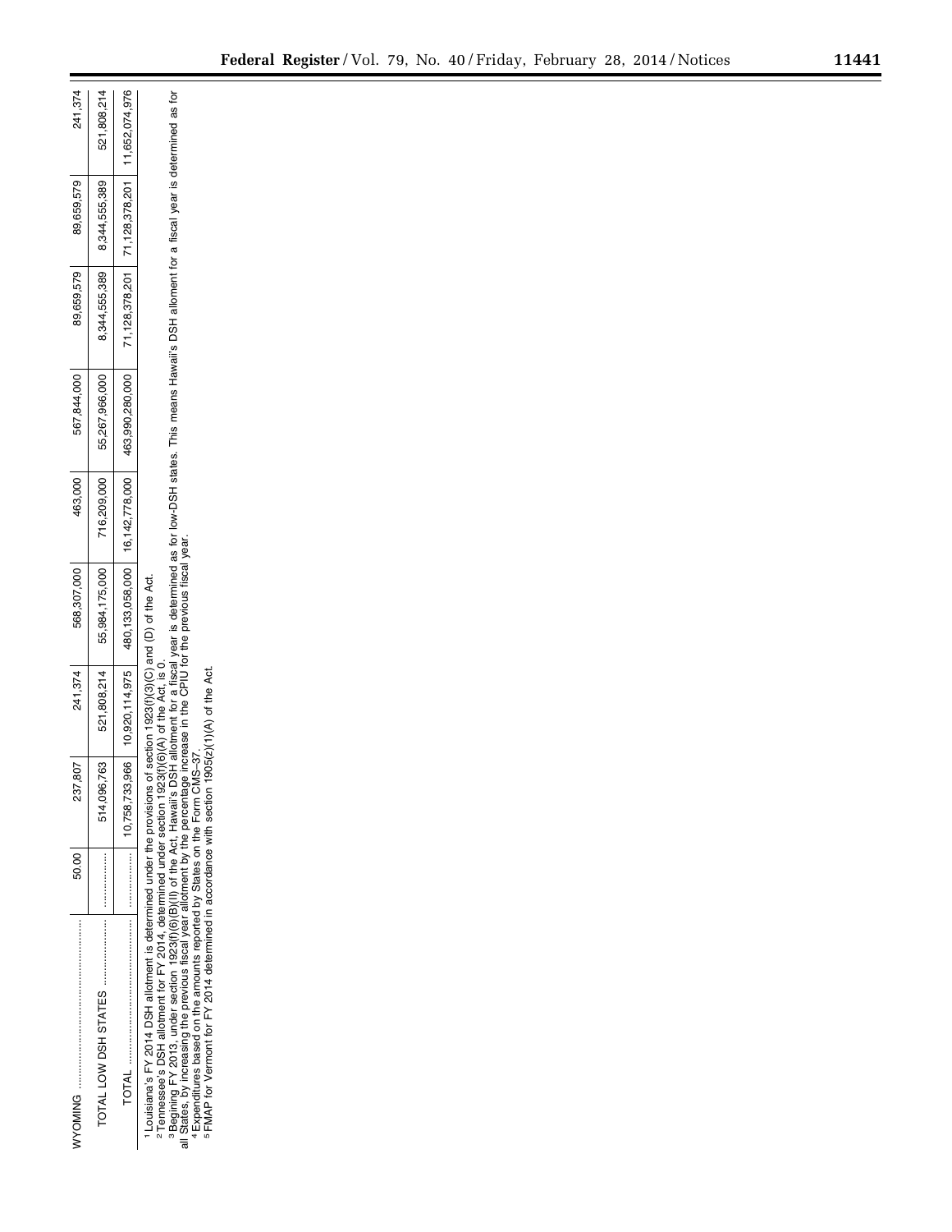| | | | | | | | | |
|---|---|---|---|---|---|---|---|---|
| WYOMING | 50.00 | 237,807 | 241,374 | 568,307,000 | 463,000 | 567,844,000 | 89,659,579 | 89,659,579 | 241,374 |
| TOTAL LOW DSH STATES | | 514,096,763 | 521,808,214 | 55,984,175,000 | 716,209,000 | 55,267,966,000 | 8,344,555,389 | 8,344,555,389 | 521,808,214 |
| TOTAL | | 10,758,733,966 | 10,920,114,975 | 480,133,058,000 | 16,142,778,000 | 463,990,280,000 | 71,128,378,201 | 71,128,378,201 | 11,652,074,976 |

[1] Louisiana's FY 2014 DSH allotment is determined under the provisions of section 1923(f)(3)(C) and (D) of the Act.
[2] Tennessee's DSH allotment for FY 2014, determined under section 1923(f)(6)(A) of the Act, is 0.
[3] Begining FY 2013, under section 1923(f)(6)(B)(II) of the Act, Hawaii's DSH allotment for a fiscal year is determined as for low-DSH states. This means Hawaii's DSH allotment for a fiscal year is determined as for all States, by increasing the previous fiscal year allotment by the percentage increase in the CPIU for the previous fiscal year.
[4] Expenditures based on the amounts reported by States on the Form CMS–37.
[5] FMAP for Vermont for FY 2014 determined in accordance with section 1905(z)(1)(A) of the Act.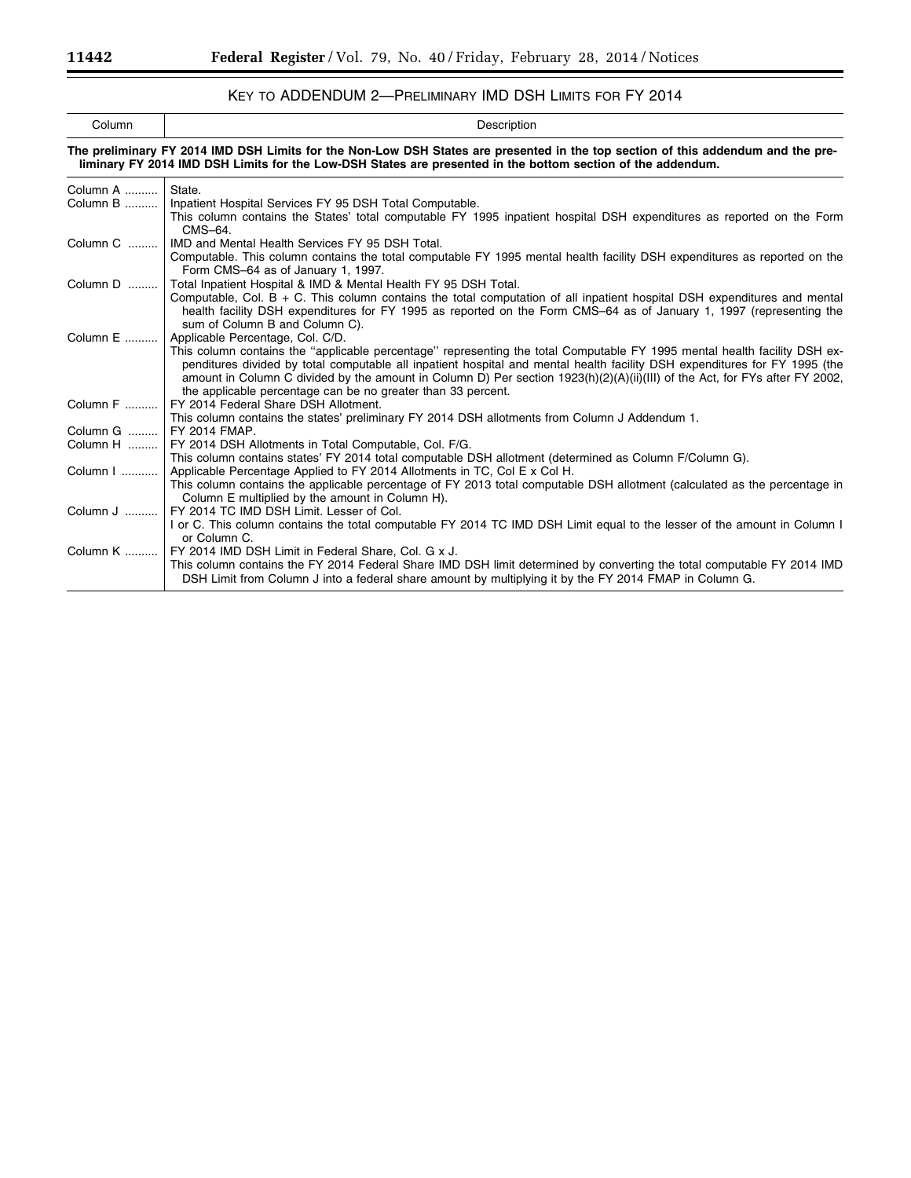## KEY TO ADDENDUM 2—PRELIMINARY IMD DSH LIMITS FOR FY 2014

| Column | Description |
| --- | --- |
| **The preliminary FY 2014 IMD DSH Limits for the Non-Low DSH States are presented in the top section of this addendum and the preliminary FY 2014 IMD DSH Limits for the Low-DSH States are presented in the bottom section of the addendum.** | |
| Column A | State. |
| Column B | Inpatient Hospital Services FY 95 DSH Total Computable. This column contains the States' total computable FY 1995 inpatient hospital DSH expenditures as reported on the Form CMS–64. |
| Column C | IMD and Mental Health Services FY 95 DSH Total. Computable. This column contains the total computable FY 1995 mental health facility DSH expenditures as reported on the Form CMS–64 as of January 1, 1997. |
| Column D | Total Inpatient Hospital & IMD & Mental Health FY 95 DSH Total. Computable, Col. B + C. This column contains the total computation of all inpatient hospital DSH expenditures and mental health facility DSH expenditures for FY 1995 as reported on the Form CMS–64 as of January 1, 1997 (representing the sum of Column B and Column C). |
| Column E | Applicable Percentage, Col. C/D. This column contains the "applicable percentage" representing the total Computable FY 1995 mental health facility DSH expenditures divided by total computable all inpatient hospital and mental health facility DSH expenditures for FY 1995 (the amount in Column C divided by the amount in Column D) Per section 1923(h)(2)(A)(ii)(III) of the Act, for FYs after FY 2002, the applicable percentage can be no greater than 33 percent. |
| Column F | FY 2014 Federal Share DSH Allotment. This column contains the states' preliminary FY 2014 DSH allotments from Column J Addendum 1. |
| Column G | FY 2014 FMAP. |
| Column H | FY 2014 DSH Allotments in Total Computable, Col. F/G. This column contains states' FY 2014 total computable DSH allotment (determined as Column F/Column G). |
| Column I | Applicable Percentage Applied to FY 2014 Allotments in TC, Col E x Col H. This column contains the applicable percentage of FY 2013 total computable DSH allotment (calculated as the percentage in Column E multiplied by the amount in Column H). |
| Column J | FY 2014 TC IMD DSH Limit. Lesser of Col. I or C. This column contains the total computable FY 2014 TC IMD DSH Limit equal to the lesser of the amount in Column I or Column C. |
| Column K | FY 2014 IMD DSH Limit in Federal Share, Col. G x J. This column contains the FY 2014 Federal Share IMD DSH limit determined by converting the total computable FY 2014 IMD DSH Limit from Column J into a federal share amount by multiplying it by the FY 2014 FMAP in Column G. |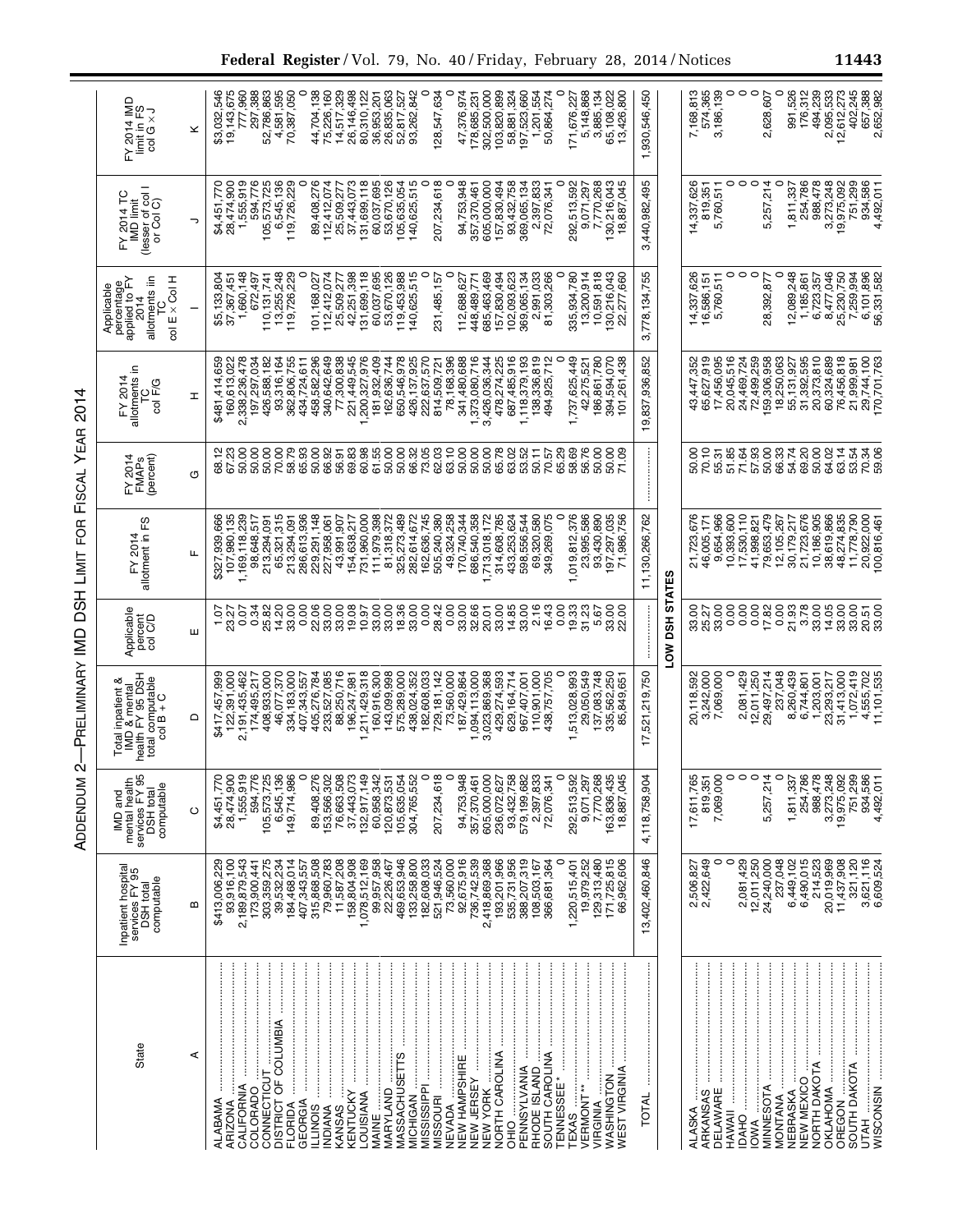# ADDENDUM 2—PRELIMINARY IMD DSH LIMIT FOR FISCAL YEAR 2014

| State | Inpatient hospital services FY 95 DSH total computable | IMD and mental health services FY 95 DSH total computable | Total inpatient & IMD & mental health FY 95 DSH total computable col B + C | Applicable percent col C/D | FY 2014 allotment in FS | FY 2014 FMAPs (percent) | FY 2014 allotments in TC col F/G | Applicable percentage applied to FY 2014 allotments in TC col E × Col H | FY 2014 TC IMD limit (lesser of col I or Col C) | FY 2014 IMD limit in FS col G × J |
|---|---|---|---|---|---|---|---|---|---|---|
| A | B | C | D | E | F | G | H | I | J | K |
| ALABAMA | $413,006,229 | $4,451,770 | $417,457,999 | 1.07 | $327,939,666 | 68.12 | $481,414,659 | $5,133,804 | $4,451,770 | $3,032,546 |
| ARIZONA | 93,916,100 | 28,474,900 | 122,391,000 | 23.27 | 107,980,135 | 67.23 | 160,613,022 | 37,367,451 | 28,474,900 | 19,143,675 |
| CALIFORNIA | 2,189,879,543 | 1,555,919 | 2,191,435,462 | 0.07 | 1,169,118,239 | 50.00 | 2,338,236,478 | 1,660,148 | 1,555,919 | 777,960 |
| COLORADO | 173,900,441 | 594,776 | 174,495,217 | 0.34 | 98,648,517 | 50.00 | 197,297,034 | 672,497 | 594,776 | 297,388 |
| CONNECTICUT | 303,359,275 | 105,573,725 | 408,933,000 | 25.82 | 213,294,091 | 50.00 | 426,588,182 | 110,131,741 | 105,573,725 | 52,786,863 |
| DISTRICT OF COLUMBIA | 39,532,234 | 6,545,136 | 46,077,370 | 14.20 | 65,321,315 | 70.00 | 93,316,164 | 13,255,248 | 6,545,136 | 4,581,595 |
| FLORIDA | 184,468,014 | 149,714,986 | 334,183,000 | 33.00 | 213,294,091 | 58.79 | 362,806,755 | 119,726,229 | 119,726,229 | 70,387,050 |
| GEORGIA | 407,343,557 | 0 | 407,343,557 | 0.00 | 286,613,936 | 65.93 | 434,724,611 | 0 | 0 | 0 |
| ILLINOIS | 315,868,508 | 89,408,276 | 405,276,784 | 22.06 | 229,291,148 | 50.00 | 458,582,296 | 101,168,027 | 89,408,276 | 44,704,138 |
| INDIANA | 79,960,783 | 153,566,302 | 233,527,085 | 33.00 | 227,958,061 | 66.92 | 340,642,649 | 112,412,074 | 112,412,074 | 75,226,160 |
| KANSAS | 11,587,208 | 76,663,508 | 88,250,716 | 33.00 | 43,991,907 | 56.91 | 77,300,838 | 25,509,277 | 25,509,277 | 14,517,329 |
| KENTUCKY | 158,804,908 | 37,443,073 | 196,247,981 | 19.08 | 154,638,217 | 69.83 | 221,449,545 | 42,251,398 | 37,443,073 | 26,146,498 |
| LOUISIANA | 1,078,512,169 | 132,917,149 | 1,211,429,318 | 10.97 | 731,960,000 | 60.98 | 1,200,327,976 | 131,699,118 | 131,699,118 | 80,310,122 |
| MAINE | 99,957,958 | 60,958,342 | 160,916,300 | 33.00 | 111,979,398 | 61.55 | 181,932,409 | 60,037,695 | 60,037,695 | 36,953,201 |
| MARYLAND | 22,226,467 | 120,873,531 | 143,099,998 | 33.00 | 81,318,372 | 50.00 | 162,636,744 | 53,670,126 | 53,670,126 | 26,835,063 |
| MASSACHUSETTS | 469,653,946 | 105,635,054 | 575,289,000 | 18.36 | 325,273,489 | 50.00 | 650,546,978 | 119,453,988 | 105,635,054 | 52,817,527 |
| MICHIGAN | 133,258,800 | 304,765,552 | 438,024,352 | 33.00 | 282,614,672 | 66.32 | 426,137,925 | 140,625,515 | 140,625,515 | 93,262,842 |
| MISSISSIPPI | 182,608,033 | 0 | 182,608,033 | 0.00 | 162,636,745 | 73.05 | 222,637,570 | 0 | 0 | 0 |
| MISSOURI | 521,946,524 | 207,234,618 | 729,181,142 | 28.42 | 505,240,380 | 62.03 | 814,509,721 | 231,485,157 | 207,234,618 | 128,547,634 |
| NEVADA | 73,560,000 | 0 | 73,560,000 | 0.00 | 49,324,258 | 63.10 | 78,168,396 | 0 | 0 | 0 |
| NEW HAMPSHIRE | 92,675,916 | 94,753,948 | 187,429,864 | 33.00 | 170,740,344 | 50.00 | 341,480,688 | 112,688,627 | 94,753,948 | 47,376,974 |
| NEW JERSEY | 736,742,539 | 357,370,461 | 1,094,113,000 | 32.66 | 686,540,358 | 50.00 | 1,373,080,716 | 448,489,771 | 357,370,461 | 178,685,231 |
| NEW YORK | 2,418,869,368 | 605,000,000 | 3,023,869,368 | 20.01 | 1,713,018,172 | 50.00 | 3,426,036,344 | 685,463,469 | 605,000,000 | 302,500,000 |
| NORTH CAROLINA | 193,201,966 | 236,072,627 | 429,274,593 | 33.00 | 314,608,785 | 65.78 | 478,274,225 | 157,830,494 | 157,830,494 | 103,820,899 |
| OHIO | 535,731,956 | 93,432,758 | 629,164,714 | 14.85 | 433,253,624 | 63.02 | 687,485,916 | 102,093,623 | 93,432,758 | 58,881,324 |
| PENNSYLVANIA | 388,207,319 | 579,199,682 | 967,407,001 | 33.00 | 598,556,544 | 53.52 | 1,118,379,193 | 369,065,134 | 369,065,134 | 197,523,660 |
| RHODE ISLAND | 108,503,167 | 2,397,833 | 110,901,000 | 2.16 | 69,320,580 | 50.11 | 138,336,819 | 2,991,033 | 2,397,833 | 1,201,554 |
| SOUTH CAROLINA | 366,681,364 | 72,076,341 | 438,757,705 | 16.43 | 349,269,075 | 70.57 | 494,925,712 | 81,303,266 | 72,076,341 | 50,864,274 |
| TENNESSEE* | 0 | 0 | 0 | 0.00 | 0 | 65.29 | 0 | 0 | 0 | 0 |
| TEXAS | 1,220,515,401 | 292,513,592 | 1,513,028,993 | 19.33 | 1,019,812,376 | 58.69 | 1,737,625,449 | 335,934,780 | 292,513,592 | 171,676,227 |
| VERMONT** | 19,979,252 | 9,071,297 | 29,050,549 | 31.23 | 23,995,586 | 56.76 | 42,275,521 | 13,200,914 | 9,071,297 | 5,148,868 |
| VIRGINIA | 129,313,480 | 7,770,268 | 137,083,748 | 5.67 | 93,430,890 | 50.00 | 186,861,780 | 10,591,818 | 7,770,268 | 3,885,134 |
| WASHINGTON | 171,725,815 | 163,836,435 | 335,562,250 | 33.00 | 197,297,035 | 50.00 | 394,594,070 | 130,216,043 | 130,216,043 | 65,108,022 |
| WEST VIRGINIA | 66,962,606 | 18,887,045 | 85,849,651 | 22.00 | 71,986,756 | 71.09 | 101,261,438 | 22,277,660 | 18,887,045 | 13,426,800 |
| TOTAL | 13,402,460,846 | 4,118,758,904 | 17,521,219,750 | | 11,130,266,762 | | 19,837,936,852 | 3,778,134,755 | 3,440,982,495 | 1,930,546,450 |
| **LOW DSH STATES** | | | | | | | | | | |
| ALASKA | 2,506,827 | 17,611,765 | 20,118,592 | 33.00 | 21,723,676 | 50.00 | 43,447,352 | 14,337,626 | 14,337,626 | 7,168,813 |
| ARKANSAS | 2,422,649 | 819,351 | 3,242,000 | 25.27 | 46,005,171 | 70.10 | 65,627,919 | 16,586,151 | 819,351 | 574,365 |
| DELAWARE | 0 | 7,069,000 | 7,069,000 | 33.00 | 9,654,966 | 55.31 | 17,456,095 | 5,760,511 | 5,760,511 | 3,186,139 |
| HAWAII | 0 | 0 | 0 | 0.00 | 10,393,600 | 51.85 | 20,045,516 | 0 | 0 | 0 |
| IDAHO | 2,081,429 | 0 | 2,081,429 | 0.00 | 17,530,110 | 71.64 | 24,469,724 | 0 | 0 | 0 |
| IOWA | 12,011,250 | 0 | 12,011,250 | 0.00 | 41,998,821 | 57.93 | 72,499,259 | 0 | 0 | 0 |
| MINNESOTA | 24,240,000 | 5,257,214 | 29,497,214 | 17.82 | 79,653,479 | 50.00 | 159,306,958 | 28,392,877 | 5,257,214 | 2,628,607 |
| MONTANA | 237,048 | 0 | 237,048 | 0.00 | 12,105,267 | 66.33 | 18,250,063 | 0 | 0 | 0 |
| NEBRASKA | 6,449,102 | 1,811,337 | 8,260,439 | 21.93 | 30,179,217 | 54.74 | 55,131,927 | 12,089,248 | 1,811,337 | 991,526 |
| NEW MEXICO | 6,490,015 | 254,786 | 6,744,801 | 3.78 | 21,723,676 | 69.20 | 31,392,595 | 1,185,861 | 254,786 | 176,312 |
| NORTH DAKOTA | 214,523 | 988,478 | 1,203,001 | 33.00 | 10,186,905 | 50.00 | 20,373,810 | 6,723,357 | 988,478 | 494,239 |
| OKLAHOMA | 20,019,969 | 3,273,248 | 23,293,217 | 14.05 | 38,619,866 | 64.02 | 60,324,689 | 8,477,046 | 3,273,248 | 2,095,533 |
| OREGON | 11,437,908 | 19,975,092 | 31,413,000 | 33.00 | 48,274,835 | 63.14 | 76,456,818 | 25,230,750 | 19,975,092 | 12,612,273 |
| SOUTH DAKOTA | 321,120 | 751,299 | 1,072,419 | 33.00 | 11,778,790 | 53.54 | 21,999,981 | 7,259,994 | 751,299 | 402,245 |
| UTAH | 3,621,116 | 934,586 | 4,555,702 | 20.51 | 20,922,000 | 70.34 | 29,744,100 | 6,101,896 | 934,586 | 657,388 |
| WISCONSIN | 6,609,524 | 4,492,011 | 11,101,535 | 33.00 | 100,816,461 | 59.06 | 170,701,763 | 56,331,582 | 4,492,011 | 2,652,982 |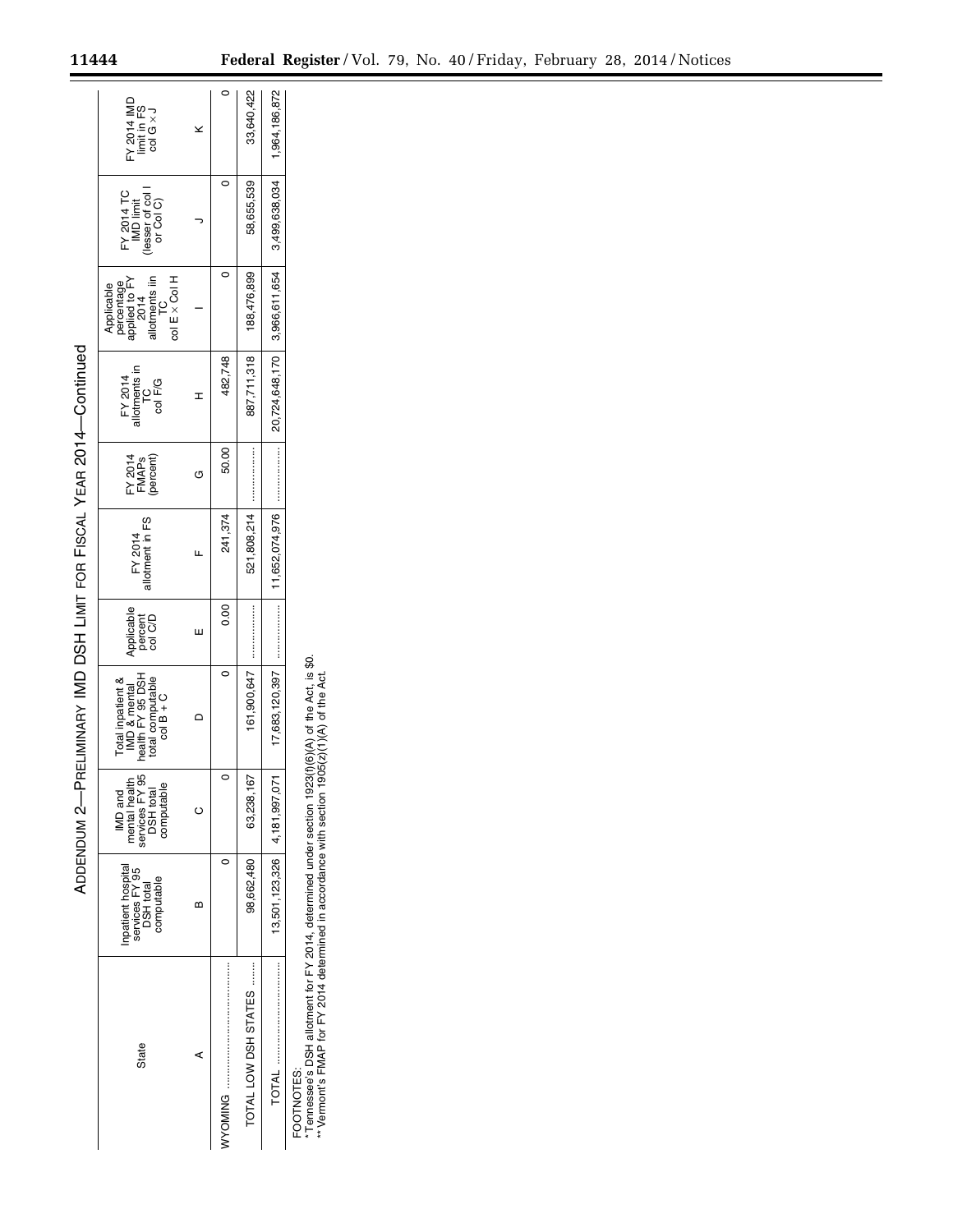ADDENDUM 2—PRELIMINARY IMD DSH LIMIT FOR FISCAL YEAR 2014—Continued

| State | Inpatient hospital services FY 95 DSH total computable | IMD and mental health services FY 95 DSH total computable | Total inpatient & IMD & mental health FY 95 DSH total computable col B + C | Applicable percent col C/D | FY 2014 allotment in FS | FY 2014 FMAPs (percent) | FY 2014 allotments in TC col F/G | Applicable percentage applied to FY 2014 allotments in TC col E × Col H | FY 2014 TC IMD limit (lesser of col I or Col C) | FY 2014 IMD limit in FS col G × J |
|---|---|---|---|---|---|---|---|---|---|---|
| A | B | C | D | E | F | G | H | I | J | K |
| WYOMING | 0 | 0 | 0 | 0.00 | 241,374 | 50.00 | 482,748 | 0 | 0 | 0 |
| TOTAL LOW DSH STATES | 98,662,480 | 63,238,167 | 161,900,647 | | 521,808,214 | | 887,711,318 | 188,476,899 | 58,655,539 | 33,640,422 |
| TOTAL | 13,501,123,326 | 4,181,997,071 | 17,683,120,397 | | 11,652,074,976 | | 20,724,648,170 | 3,966,611,654 | 3,499,638,034 | 1,964,186,872 |

FOOTNOTES:

* Tennessee's DSH allotment for FY 2014, determined under section 1923(f)(6)(A) of the Act, is $0.

** Vermont's FMAP for FY 2014 determined in accordance with section 1905(z)(1)(A) of the Act.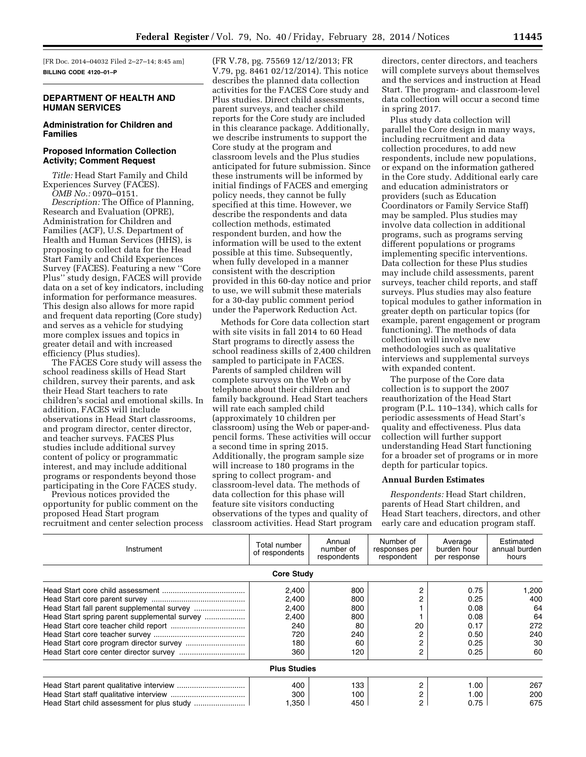[FR Doc. 2014–04032 Filed 2–27–14; 8:45 am]

**BILLING CODE 4120–01–P**

## DEPARTMENT OF HEALTH AND HUMAN SERVICES

### Administration for Children and Families

### Proposed Information Collection Activity; Comment Request

*Title:* Head Start Family and Child Experiences Survey (FACES).

*OMB No.:* 0970–0151.

*Description:* The Office of Planning, Research and Evaluation (OPRE), Administration for Children and Families (ACF), U.S. Department of Health and Human Services (HHS), is proposing to collect data for the Head Start Family and Child Experiences Survey (FACES). Featuring a new ''Core Plus'' study design, FACES will provide data on a set of key indicators, including information for performance measures. This design also allows for more rapid and frequent data reporting (Core study) and serves as a vehicle for studying more complex issues and topics in greater detail and with increased efficiency (Plus studies).

The FACES Core study will assess the school readiness skills of Head Start children, survey their parents, and ask their Head Start teachers to rate children's social and emotional skills. In addition, FACES will include observations in Head Start classrooms, and program director, center director, and teacher surveys. FACES Plus studies include additional survey content of policy or programmatic interest, and may include additional programs or respondents beyond those participating in the Core FACES study.

Previous notices provided the opportunity for public comment on the proposed Head Start program recruitment and center selection process (FR V.78, pg. 75569 12/12/2013; FR V.79, pg. 8461 02/12/2014). This notice describes the planned data collection activities for the FACES Core study and Plus studies. Direct child assessments, parent surveys, and teacher child reports for the Core study are included in this clearance package. Additionally, we describe instruments to support the Core study at the program and classroom levels and the Plus studies anticipated for future submission. Since these instruments will be informed by initial findings of FACES and emerging policy needs, they cannot be fully specified at this time. However, we describe the respondents and data collection methods, estimated respondent burden, and how the information will be used to the extent possible at this time. Subsequently, when fully developed in a manner consistent with the description provided in this 60-day notice and prior to use, we will submit these materials for a 30-day public comment period under the Paperwork Reduction Act.

Methods for Core data collection start with site visits in fall 2014 to 60 Head Start programs to directly assess the school readiness skills of 2,400 children sampled to participate in FACES. Parents of sampled children will complete surveys on the Web or by telephone about their children and family background. Head Start teachers will rate each sampled child (approximately 10 children per classroom) using the Web or paper-and-pencil forms. These activities will occur a second time in spring 2015. Additionally, the program sample size will increase to 180 programs in the spring to collect program- and classroom-level data. The methods of data collection for this phase will feature site visitors conducting observations of the types and quality of classroom activities. Head Start program directors, center directors, and teachers will complete surveys about themselves and the services and instruction at Head Start. The program- and classroom-level data collection will occur a second time in spring 2017.

Plus study data collection will parallel the Core design in many ways, including recruitment and data collection procedures, to add new respondents, include new populations, or expand on the information gathered in the Core study. Additional early care and education administrators or providers (such as Education Coordinators or Family Service Staff) may be sampled. Plus studies may involve data collection in additional programs, such as programs serving different populations or programs implementing specific interventions. Data collection for these Plus studies may include child assessments, parent surveys, teacher child reports, and staff surveys. Plus studies may also feature topical modules to gather information in greater depth on particular topics (for example, parent engagement or program functioning). The methods of data collection will involve new methodologies such as qualitative interviews and supplemental surveys with expanded content.

The purpose of the Core data collection is to support the 2007 reauthorization of the Head Start program (P.L. 110–134), which calls for periodic assessments of Head Start's quality and effectiveness. Plus data collection will further support understanding Head Start functioning for a broader set of programs or in more depth for particular topics.

**Annual Burden Estimates**

*Respondents:* Head Start children, parents of Head Start children, and Head Start teachers, directors, and other early care and education program staff.

| Instrument | Total number of respondents | Annual number of respondents | Number of responses per respondent | Average burden hour per response | Estimated annual burden hours |
|---|---|---|---|---|---|
| **Core Study** | | | | | |
| Head Start core child assessment | 2,400 | 800 | 2 | 0.75 | 1,200 |
| Head Start core parent survey | 2,400 | 800 | 2 | 0.25 | 400 |
| Head Start fall parent supplemental survey | 2,400 | 800 | 1 | 0.08 | 64 |
| Head Start spring parent supplemental survey | 2,400 | 800 | 1 | 0.08 | 64 |
| Head Start core teacher child report | 240 | 80 | 20 | 0.17 | 272 |
| Head Start core teacher survey | 720 | 240 | 2 | 0.50 | 240 |
| Head Start core program director survey | 180 | 60 | 2 | 0.25 | 30 |
| Head Start core center director survey | 360 | 120 | 2 | 0.25 | 60 |
| **Plus Studies** | | | | | |
| Head Start parent qualitative interview | 400 | 133 | 2 | 1.00 | 267 |
| Head Start staff qualitative interview | 300 | 100 | 2 | 1.00 | 200 |
| Head Start child assessment for plus study | 1,350 | 450 | 2 | 0.75 | 675 |